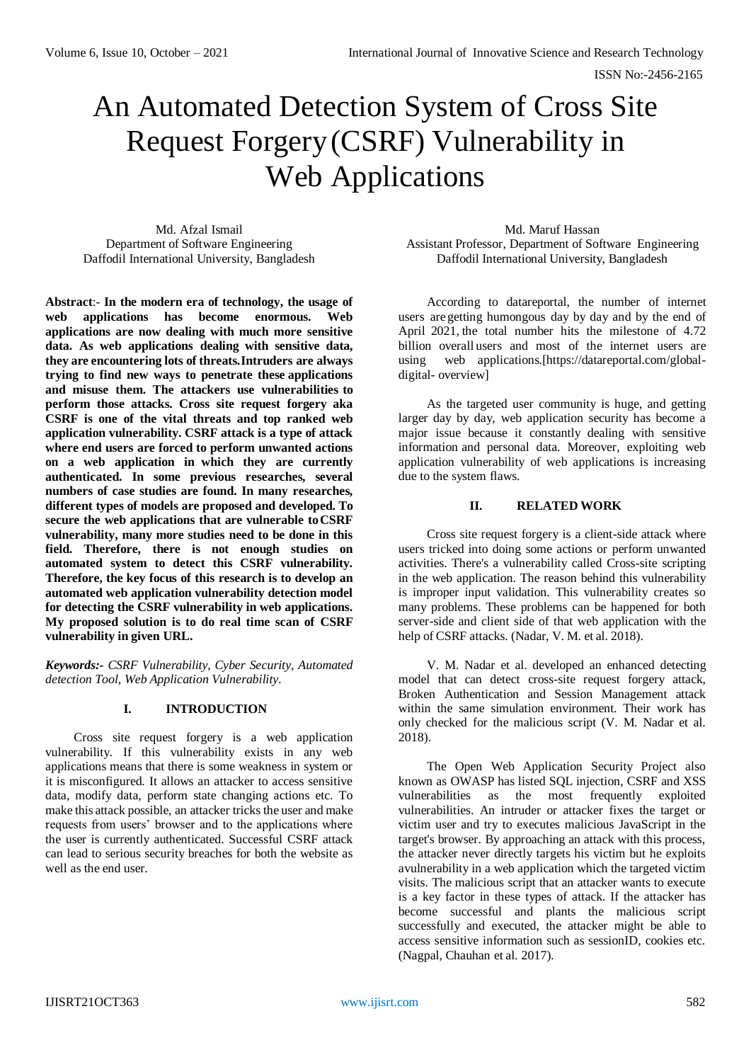# An Automated Detection System of Cross Site Request Forgery (CSRF) Vulnerability in Web Applications

Md. Afzal Ismail
Department of Software Engineering
Daffodil International University, Bangladesh

Md. Maruf Hassan
Assistant Professor, Department of Software Engineering
Daffodil International University, Bangladesh

**Abstract**:- **In the modern era of technology, the usage of web applications has become enormous. Web applications are now dealing with much more sensitive data. As web applications dealing with sensitive data, they are encountering lots of threats. Intruders are always trying to find new ways to penetrate these applications and misuse them. The attackers use vulnerabilities to perform those attacks. Cross site request forgery aka CSRF is one of the vital threats and top ranked web application vulnerability. CSRF attack is a type of attack where end users are forced to perform unwanted actions on a web application in which they are currently authenticated. In some previous researches, several numbers of case studies are found. In many researches, different types of models are proposed and developed. To secure the web applications that are vulnerable to CSRF vulnerability, many more studies need to be done in this field. Therefore, there is not enough studies on automated system to detect this CSRF vulnerability. Therefore, the key focus of this research is to develop an automated web application vulnerability detection model for detecting the CSRF vulnerability in web applications. My proposed solution is to do real time scan of CSRF vulnerability in given URL.**

***Keywords:-*** *CSRF Vulnerability, Cyber Security, Automated detection Tool, Web Application Vulnerability.*

## I. INTRODUCTION

Cross site request forgery is a web application vulnerability. If this vulnerability exists in any web applications means that there is some weakness in system or it is misconfigured. It allows an attacker to access sensitive data, modify data, perform state changing actions etc. To make this attack possible, an attacker tricks the user and make requests from users' browser and to the applications where the user is currently authenticated. Successful CSRF attack can lead to serious security breaches for both the website as well as the end user.

According to datareportal, the number of internet users are getting humongous day by day and by the end of April 2021, the total number hits the milestone of 4.72 billion overall users and most of the internet users are using web applications.[https://datareportal.com/global-digital- overview]

As the targeted user community is huge, and getting larger day by day, web application security has become a major issue because it constantly dealing with sensitive information and personal data. Moreover, exploiting web application vulnerability of web applications is increasing due to the system flaws.

## II. RELATED WORK

Cross site request forgery is a client-side attack where users tricked into doing some actions or perform unwanted activities. There's a vulnerability called Cross-site scripting in the web application. The reason behind this vulnerability is improper input validation. This vulnerability creates so many problems. These problems can be happened for both server-side and client side of that web application with the help of CSRF attacks. (Nadar, V. M. et al. 2018).

V. M. Nadar et al. developed an enhanced detecting model that can detect cross-site request forgery attack, Broken Authentication and Session Management attack within the same simulation environment. Their work has only checked for the malicious script (V. M. Nadar et al. 2018).

The Open Web Application Security Project also known as OWASP has listed SQL injection, CSRF and XSS vulnerabilities as the most frequently exploited vulnerabilities. An intruder or attacker fixes the target or victim user and try to executes malicious JavaScript in the target's browser. By approaching an attack with this process, the attacker never directly targets his victim but he exploits a vulnerability in a web application which the targeted victim visits. The malicious script that an attacker wants to execute is a key factor in these types of attack. If the attacker has become successful and plants the malicious script successfully and executed, the attacker might be able to access sensitive information such as sessionID, cookies etc. (Nagpal, Chauhan et al. 2017).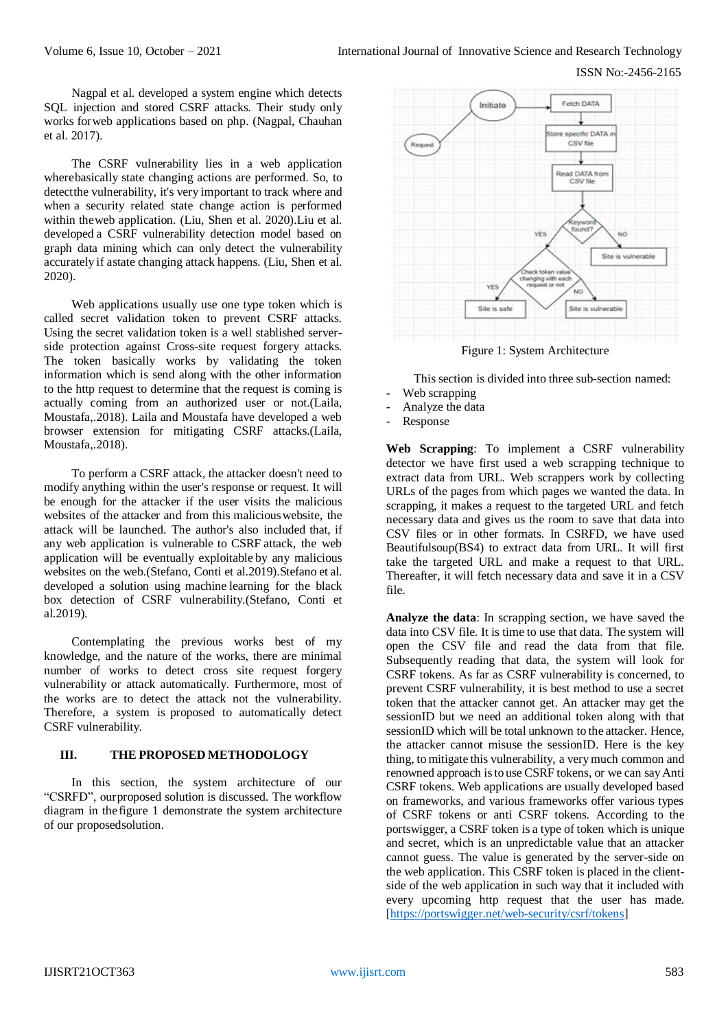Nagpal et al. developed a system engine which detects SQL injection and stored CSRF attacks. Their study only works forweb applications based on php. (Nagpal, Chauhan et al. 2017).

The CSRF vulnerability lies in a web application wherebasically state changing actions are performed. So, to detectthe vulnerability, it's very important to track where and when a security related state change action is performed within theweb application. (Liu, Shen et al. 2020).Liu et al. developed a CSRF vulnerability detection model based on graph data mining which can only detect the vulnerability accurately if astate changing attack happens. (Liu, Shen et al. 2020).

Web applications usually use one type token which is called secret validation token to prevent CSRF attacks. Using the secret validation token is a well stablished server-side protection against Cross-site request forgery attacks. The token basically works by validating the token information which is send along with the other information to the http request to determine that the request is coming is actually coming from an authorized user or not.(Laila, Moustafa,.2018). Laila and Moustafa have developed a web browser extension for mitigating CSRF attacks.(Laila, Moustafa,.2018).

To perform a CSRF attack, the attacker doesn't need to modify anything within the user's response or request. It will be enough for the attacker if the user visits the malicious websites of the attacker and from this maliciouswebsite, the attack will be launched. The author's also included that, if any web application is vulnerable to CSRF attack, the web application will be eventually exploitable by any malicious websites on the web.(Stefano, Conti et al.2019).Stefano et al. developed a solution using machine learning for the black box detection of CSRF vulnerability.(Stefano, Conti et al.2019).

Contemplating the previous works best of my knowledge, and the nature of the works, there are minimal number of works to detect cross site request forgery vulnerability or attack automatically. Furthermore, most of the works are to detect the attack not the vulnerability. Therefore, a system is proposed to automatically detect CSRF vulnerability.

## III. THE PROPOSED METHODOLOGY

In this section, the system architecture of our "CSRFD", ourproposed solution is discussed. The workflow diagram in thefigure 1 demonstrate the system architecture of our proposedsolution.

Figure 1: System Architecture

This section is divided into three sub-section named:

- Web scrapping
- Analyze the data
- Response

**Web Scrapping**: To implement a CSRF vulnerability detector we have first used a web scrapping technique to extract data from URL. Web scrappers work by collecting URLs of the pages from which pages we wanted the data. In scrapping, it makes a request to the targeted URL and fetch necessary data and gives us the room to save that data into CSV files or in other formats. In CSRFD, we have used Beautifulsoup(BS4) to extract data from URL. It will first take the targeted URL and make a request to that URL. Thereafter, it will fetch necessary data and save it in a CSV file.

**Analyze the data**: In scrapping section, we have saved the data into CSV file. It is time to use that data. The system will open the CSV file and read the data from that file. Subsequently reading that data, the system will look for CSRF tokens. As far as CSRF vulnerability is concerned, to prevent CSRF vulnerability, it is best method to use a secret token that the attacker cannot get. An attacker may get the sessionID but we need an additional token along with that sessionID which will be total unknown to the attacker. Hence, the attacker cannot misuse the sessionID. Here is the key thing, to mitigate this vulnerability, a very much common and renowned approach is to use CSRF tokens, or we can say Anti CSRF tokens. Web applications are usually developed based on frameworks, and various frameworks offer various types of CSRF tokens or anti CSRF tokens. According to the portswigger, a CSRF token is a type of token which is unique and secret, which is an unpredictable value that an attacker cannot guess. The value is generated by the server-side on the web application. This CSRF token is placed in the client-side of the web application in such way that it included with every upcoming http request that the user has made. [https://portswigger.net/web-security/csrf/tokens]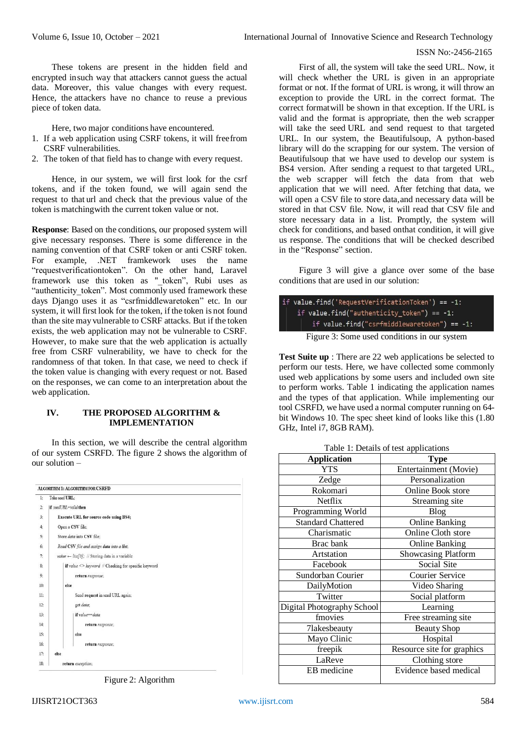These tokens are present in the hidden field and encrypted insuch way that attackers cannot guess the actual data. Moreover, this value changes with every request. Hence, the attackers have no chance to reuse a previous piece of token data.

Here, two major conditions have encountered.

1. If a web application using CSRF tokens, it will freefrom CSRF vulnerabilities.
2. The token of that field has to change with every request.

Hence, in our system, we will first look for the csrf tokens, and if the token found, we will again send the request to that url and check that the previous value of the token is matchingwith the current token value or not.

**Response**: Based on the conditions, our proposed system will give necessary responses. There is some difference in the naming convention of that CSRF token or anti CSRF token. For example, .NET framkework uses the name "requestverificationtoken". On the other hand, Laravel framework use this token as "_token", Rubi uses as "authenticity_token". Most commonly used framework these days Django uses it as "csrfmiddlewaretoken" etc. In our system, it will first look for the token, if the token is not found than the site may vulnerable to CSRF attacks. But if the token exists, the web application may not be vulnerable to CSRF. However, to make sure that the web application is actually free from CSRF vulnerability, we have to check for the randomness of that token. In that case, we need to check if the token value is changing with every request or not. Based on the responses, we can come to an interpretation about the web application.

## IV. THE PROPOSED ALGORITHM & IMPLEMENTATION

In this section, we will describe the central algorithm of our system CSRFD. The figure 2 shows the algorithm of our solution –

```
ALGORITHM 1: ALGORITHM FOR CSRFD
1:  Take seed URL;
2:  if seedURL==valid then
3:      Execute URL for source code using BS4;
4:      Open a CSV file;
5:      Store data into CSV file;
6:      Read CSV file and assign data into a list;
7:      value ← list[0]; // Storing data in a variable
8:      if value <> keyword // Checking for specific keyword
9:          return response;
10:     else
11:         Send request in seed URL again;
12:         get data;
13:         if value==data
14:             return response;
15:         else
16:             return response;
17: else
18:     return exception;
```

Figure 2: Algorithm

First of all, the system will take the seed URL. Now, it will check whether the URL is given in an appropriate format or not. If the format of URL is wrong, it will throw an exception to provide the URL in the correct format. The correct formatwill be shown in that exception. If the URL is valid and the format is appropriate, then the web scrapper will take the seed URL and send request to that targeted URL. In our system, the Beautifulsoup, A python-based library will do the scrapping for our system. The version of Beautifulsoup that we have used to develop our system is BS4 version. After sending a request to that targeted URL, the web scrapper will fetch the data from that web application that we will need. After fetching that data, we will open a CSV file to store data,and necessary data will be stored in that CSV file. Now, it will read that CSV file and store necessary data in a list. Promptly, the system will check for conditions, and based onthat condition, it will give us response. The conditions that will be checked described in the "Response" section.

Figure 3 will give a glance over some of the base conditions that are used in our solution:

```
if value.find('RequestVerificationToken') == -1:
    if value.find("authenticity_token") == -1:
        if value.find("csrfmiddlewaretoken") == -1:
```

Figure 3: Some used conditions in our system

**Test Suite up** : There are 22 web applications be selected to perform our tests. Here, we have collected some commonly used web applications by some users and included own site to perform works. Table 1 indicating the application names and the types of that application. While implementing our tool CSRFD, we have used a normal computer running on 64-bit Windows 10. The spec sheet kind of looks like this (1.80 GHz, Intel i7, 8GB RAM).

Table 1: Details of test applications

| Application | Type |
|---|---|
| YTS | Entertainment (Movie) |
| Zedge | Personalization |
| Rokomari | Online Book store |
| Netflix | Streaming site |
| Programming World | Blog |
| Standard Chattered | Online Banking |
| Charismatic | Online Cloth store |
| Brac bank | Online Banking |
| Artstation | Showcasing Platform |
| Facebook | Social Site |
| Sundorban Courier | Courier Service |
| DailyMotion | Video Sharing |
| Twitter | Social platform |
| Digital Photography School | Learning |
| fmovies | Free streaming site |
| 7lakesbeauty | Beauty Shop |
| Mayo Clinic | Hospital |
| freepik | Resource site for graphics |
| LaReve | Clothing store |
| EB medicine | Evidence based medical |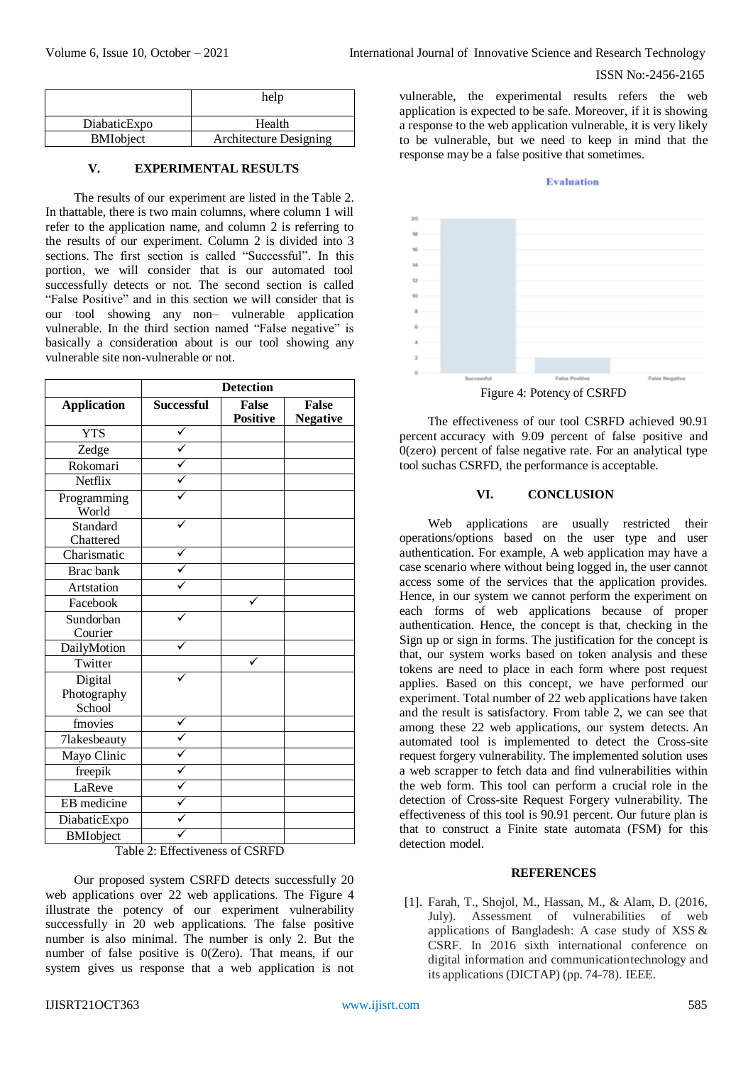| | help |
|---|---|
| DiabaticExpo | Health |
| BMIobject | Architecture Designing |

## V. EXPERIMENTAL RESULTS

The results of our experiment are listed in the Table 2. In thattable, there is two main columns, where column 1 will refer to the application name, and column 2 is referring to the results of our experiment. Column 2 is divided into 3 sections. The first section is called "Successful". In this portion, we will consider that is our automated tool successfully detects or not. The second section is called "False Positive" and in this section we will consider that is our tool showing any non– vulnerable application vulnerable. In the third section named "False negative" is basically a consideration about is our tool showing any vulnerable site non-vulnerable or not.

| Application | Detection | | |
|---|---|---|---|
| | Successful | False Positive | False Negative |
| YTS | ✓ | | |
| Zedge | ✓ | | |
| Rokomari | ✓ | | |
| Netflix | ✓ | | |
| Programming World | ✓ | | |
| Standard Chattered | ✓ | | |
| Charismatic | ✓ | | |
| Brac bank | ✓ | | |
| Artstation | ✓ | | |
| Facebook | | ✓ | |
| Sundorban Courier | ✓ | | |
| DailyMotion | ✓ | | |
| Twitter | | ✓ | |
| Digital Photography School | ✓ | | |
| fmovies | ✓ | | |
| 7lakesbeauty | ✓ | | |
| Mayo Clinic | ✓ | | |
| freepik | ✓ | | |
| LaReve | ✓ | | |
| EB medicine | ✓ | | |
| DiabaticExpo | ✓ | | |
| BMIobject | ✓ | | |

Table 2: Effectiveness of CSRFD

Our proposed system CSRFD detects successfully 20 web applications over 22 web applications. The Figure 4 illustrate the potency of our experiment vulnerability successfully in 20 web applications. The false positive number is also minimal. The number is only 2. But the number of false positive is 0(Zero). That means, if our system gives us response that a web application is not vulnerable, the experimental results refers the web application is expected to be safe. Moreover, if it is showing a response to the web application vulnerable, it is very likely to be vulnerable, but we need to keep in mind that the response may be a false positive that sometimes.

Figure 4: Potency of CSRFD

The effectiveness of our tool CSRFD achieved 90.91 percent accuracy with 9.09 percent of false positive and 0(zero) percent of false negative rate. For an analytical type tool suchas CSRFD, the performance is acceptable.

## VI. CONCLUSION

Web applications are usually restricted their operations/options based on the user type and user authentication. For example, A web application may have a case scenario where without being logged in, the user cannot access some of the services that the application provides. Hence, in our system we cannot perform the experiment on each forms of web applications because of proper authentication. Hence, the concept is that, checking in the Sign up or sign in forms. The justification for the concept is that, our system works based on token analysis and these tokens are need to place in each form where post request applies. Based on this concept, we have performed our experiment. Total number of 22 web applications have taken and the result is satisfactory. From table 2, we can see that among these 22 web applications, our system detects. An automated tool is implemented to detect the Cross-site request forgery vulnerability. The implemented solution uses a web scrapper to fetch data and find vulnerabilities within the web form. This tool can perform a crucial role in the detection of Cross-site Request Forgery vulnerability. The effectiveness of this tool is 90.91 percent. Our future plan is that to construct a Finite state automata (FSM) for this detection model.

## REFERENCES

[1]. Farah, T., Shojol, M., Hassan, M., & Alam, D. (2016, July). Assessment of vulnerabilities of web applications of Bangladesh: A case study of XSS & CSRF. In 2016 sixth international conference on digital information and communicationtechnology and its applications (DICTAP) (pp. 74-78). IEEE.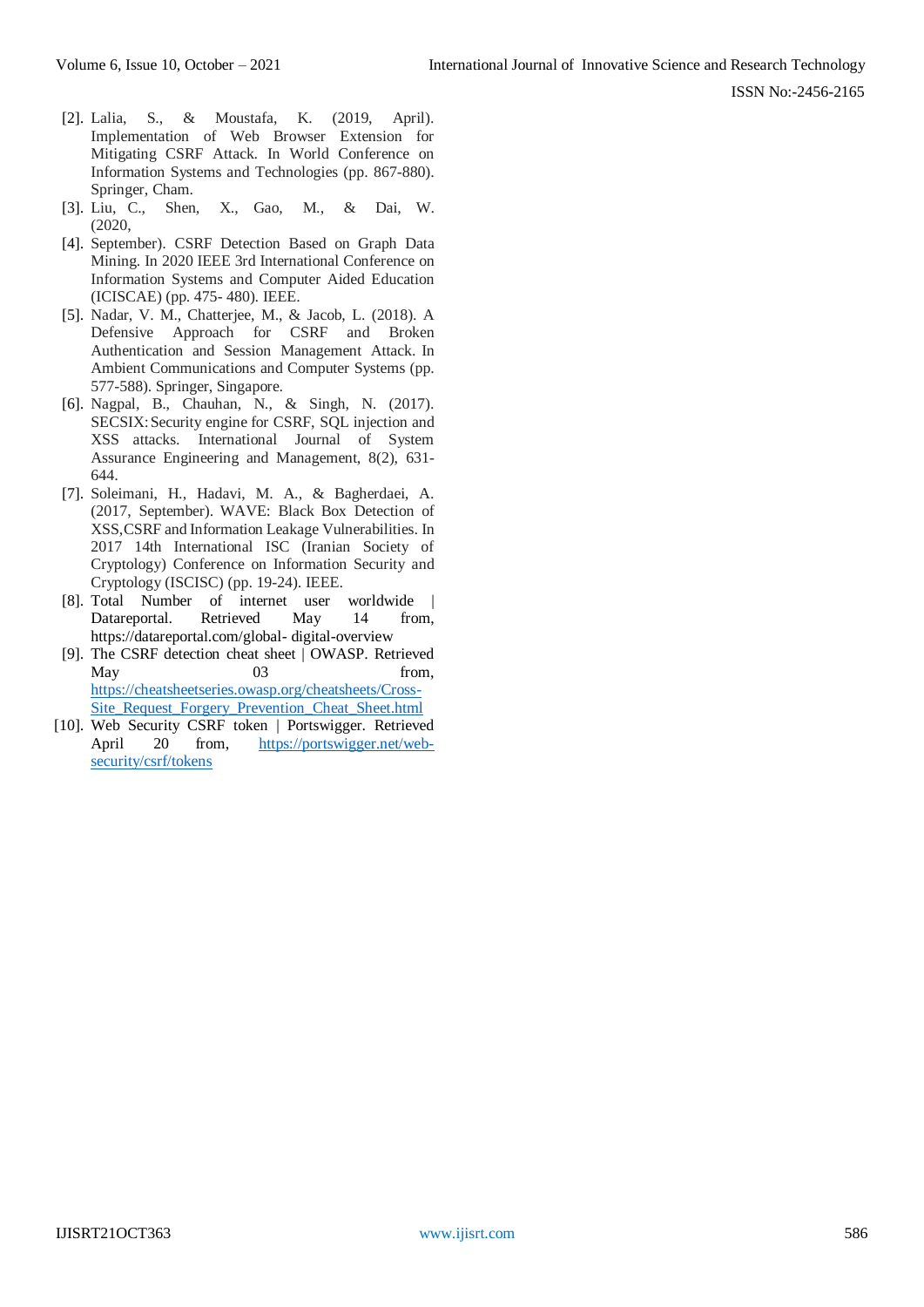[2]. Lalia, S., & Moustafa, K. (2019, April). Implementation of Web Browser Extension for Mitigating CSRF Attack. In World Conference on Information Systems and Technologies (pp. 867-880). Springer, Cham.

[3]. Liu, C., Shen, X., Gao, M., & Dai, W. (2020,

[4]. September). CSRF Detection Based on Graph Data Mining. In 2020 IEEE 3rd International Conference on Information Systems and Computer Aided Education (ICISCAE) (pp. 475- 480). IEEE.

[5]. Nadar, V. M., Chatterjee, M., & Jacob, L. (2018). A Defensive Approach for CSRF and Broken Authentication and Session Management Attack. In Ambient Communications and Computer Systems (pp. 577-588). Springer, Singapore.

[6]. Nagpal, B., Chauhan, N., & Singh, N. (2017). SECSIX: Security engine for CSRF, SQL injection and XSS attacks. International Journal of System Assurance Engineering and Management, 8(2), 631-644.

[7]. Soleimani, H., Hadavi, M. A., & Bagherdaei, A. (2017, September). WAVE: Black Box Detection of XSS,CSRF and Information Leakage Vulnerabilities. In 2017 14th International ISC (Iranian Society of Cryptology) Conference on Information Security and Cryptology (ISCISC) (pp. 19-24). IEEE.

[8]. Total Number of internet user worldwide | Datareportal. Retrieved May 14 from, https://datareportal.com/global- digital-overview

[9]. The CSRF detection cheat sheet | OWASP. Retrieved May 03 from, https://cheatsheetseries.owasp.org/cheatsheets/Cross-Site_Request_Forgery_Prevention_Cheat_Sheet.html

[10]. Web Security CSRF token | Portswigger. Retrieved April 20 from, https://portswigger.net/web-security/csrf/tokens